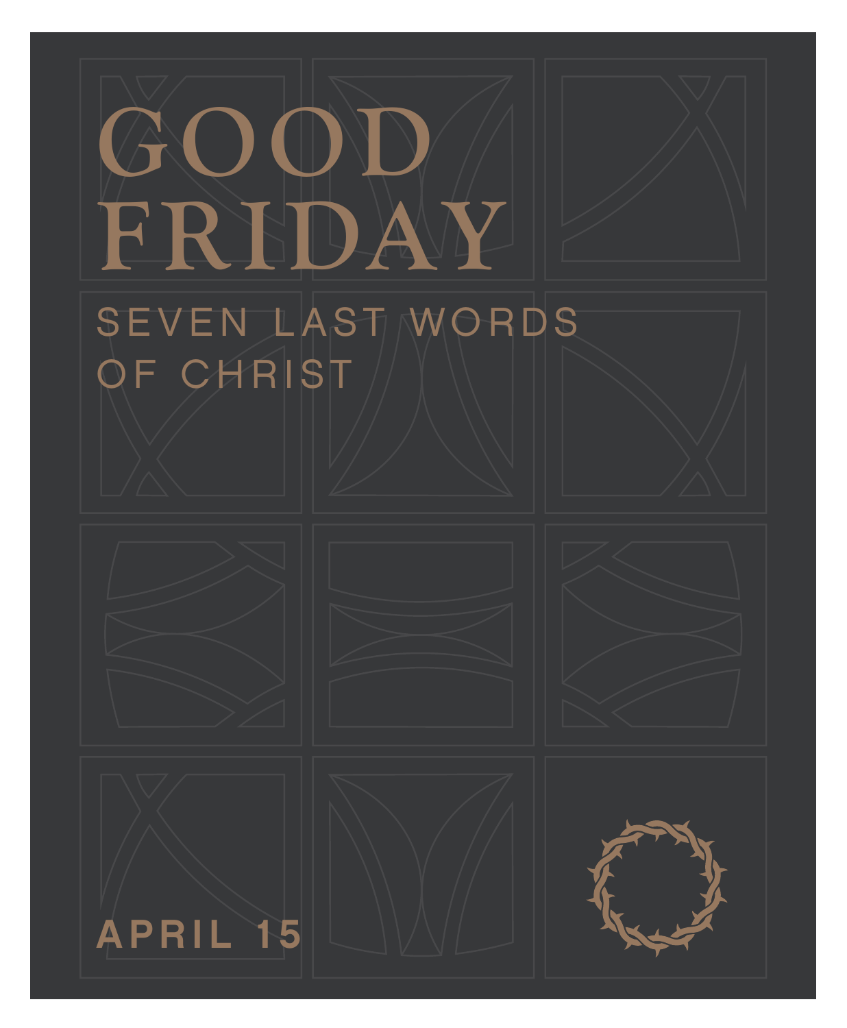# GOOD FRIDAY

## SEVEN LAST WORDS OF CHRIST

**APRIL 15**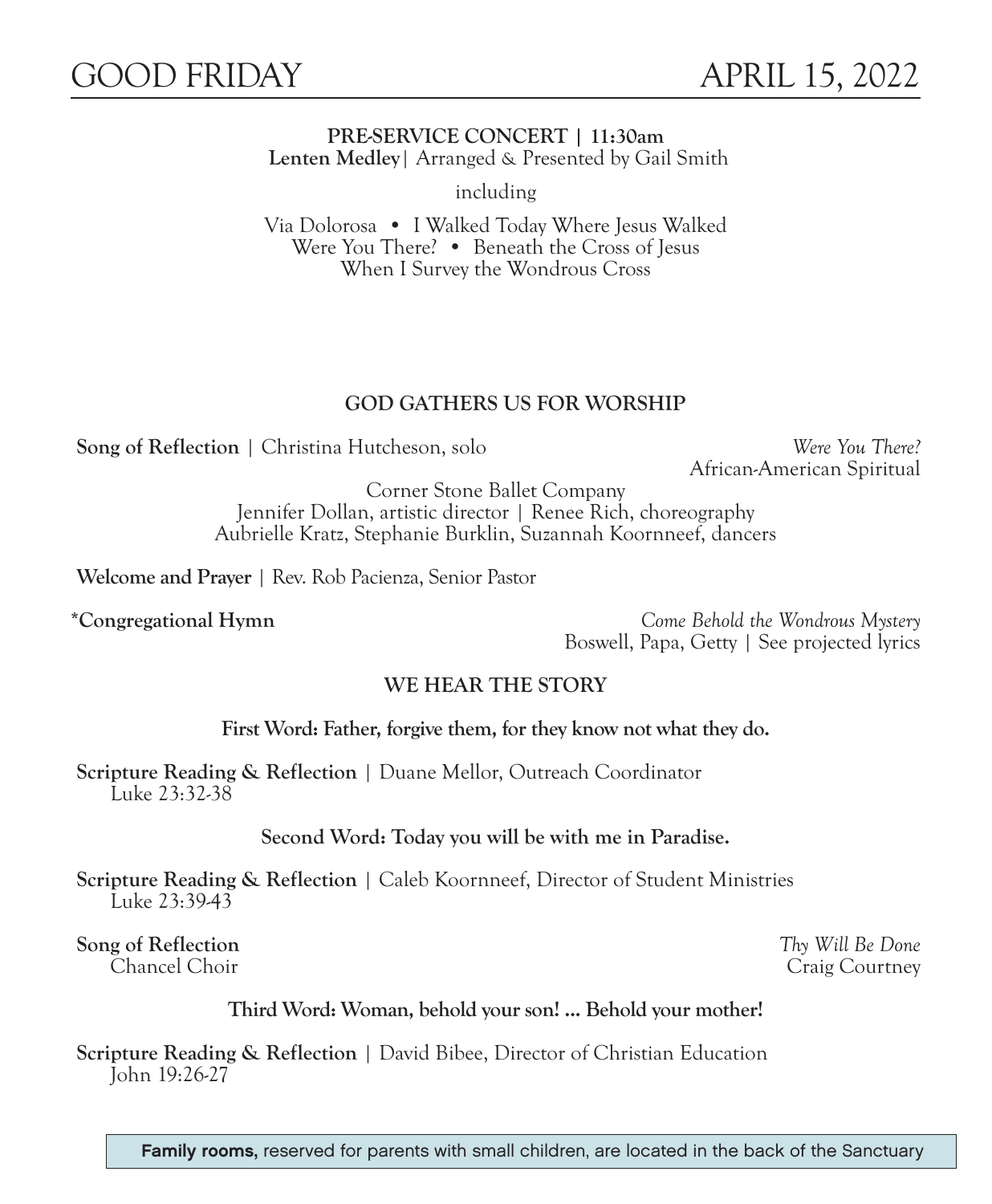# GOOD FRIDAY APRIL 15, 2022

**PRE-SERVICE CONCERT | 11:30am**
**Lenten Medley**| Arranged & Presented by Gail Smith

including

Via Dolorosa • I Walked Today Where Jesus Walked
Were You There? • Beneath the Cross of Jesus
When I Survey the Wondrous Cross

## GOD GATHERS US FOR WORSHIP

**Song of Reflection** | Christina Hutcheson, solo — *Were You There?*
African-American Spiritual

Corner Stone Ballet Company
Jennifer Dollan, artistic director | Renee Rich, choreography
Aubrielle Kratz, Stephanie Burklin, Suzannah Koornneef, dancers

**Welcome and Prayer** | Rev. Rob Pacienza, Senior Pastor

**\*Congregational Hymn** — *Come Behold the Wondrous Mystery*
Boswell, Papa, Getty | See projected lyrics

## WE HEAR THE STORY

**First Word: Father, forgive them, for they know not what they do.**

**Scripture Reading & Reflection** | Duane Mellor, Outreach Coordinator
Luke 23:32-38

**Second Word: Today you will be with me in Paradise.**

**Scripture Reading & Reflection** | Caleb Koornneef, Director of Student Ministries
Luke 23:39-43

**Song of Reflection** — *Thy Will Be Done*
Chancel Choir — Craig Courtney

**Third Word: Woman, behold your son! ... Behold your mother!**

**Scripture Reading & Reflection** | David Bibee, Director of Christian Education
John 19:26-27

**Family rooms,** reserved for parents with small children, are located in the back of the Sanctuary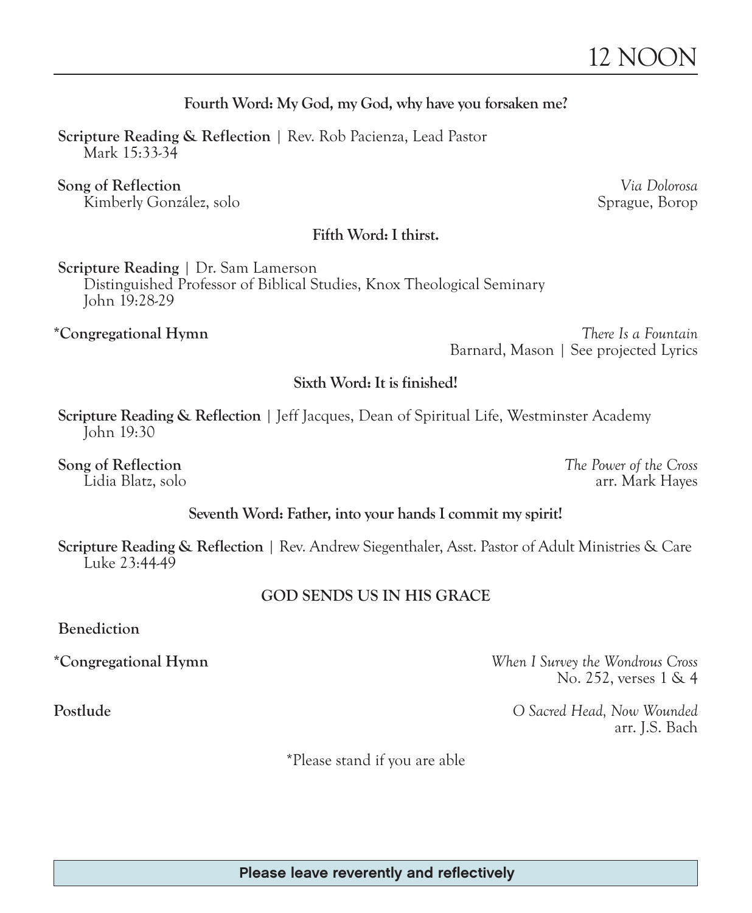# 12 NOON

### Fourth Word: My God, my God, why have you forsaken me?

**Scripture Reading & Reflection** | Rev. Rob Pacienza, Lead Pastor
Mark 15:33-34

**Song of Reflection** — *Via Dolorosa*
Kimberly González, solo — Sprague, Borop

### Fifth Word: I thirst.

**Scripture Reading** | Dr. Sam Lamerson
Distinguished Professor of Biblical Studies, Knox Theological Seminary
John 19:28-29

***Congregational Hymn** — *There Is a Fountain*
Barnard, Mason | See projected Lyrics

### Sixth Word: It is finished!

**Scripture Reading & Reflection** | Jeff Jacques, Dean of Spiritual Life, Westminster Academy
John 19:30

**Song of Reflection** — *The Power of the Cross*
Lidia Blatz, solo — arr. Mark Hayes

### Seventh Word: Father, into your hands I commit my spirit!

**Scripture Reading & Reflection** | Rev. Andrew Siegenthaler, Asst. Pastor of Adult Ministries & Care
Luke 23:44-49

## GOD SENDS US IN HIS GRACE

**Benediction**

***Congregational Hymn** — *When I Survey the Wondrous Cross*
No. 252, verses 1 & 4

**Postlude** — *O Sacred Head, Now Wounded*
arr. J.S. Bach

*Please stand if you are able

**Please leave reverently and reflectively**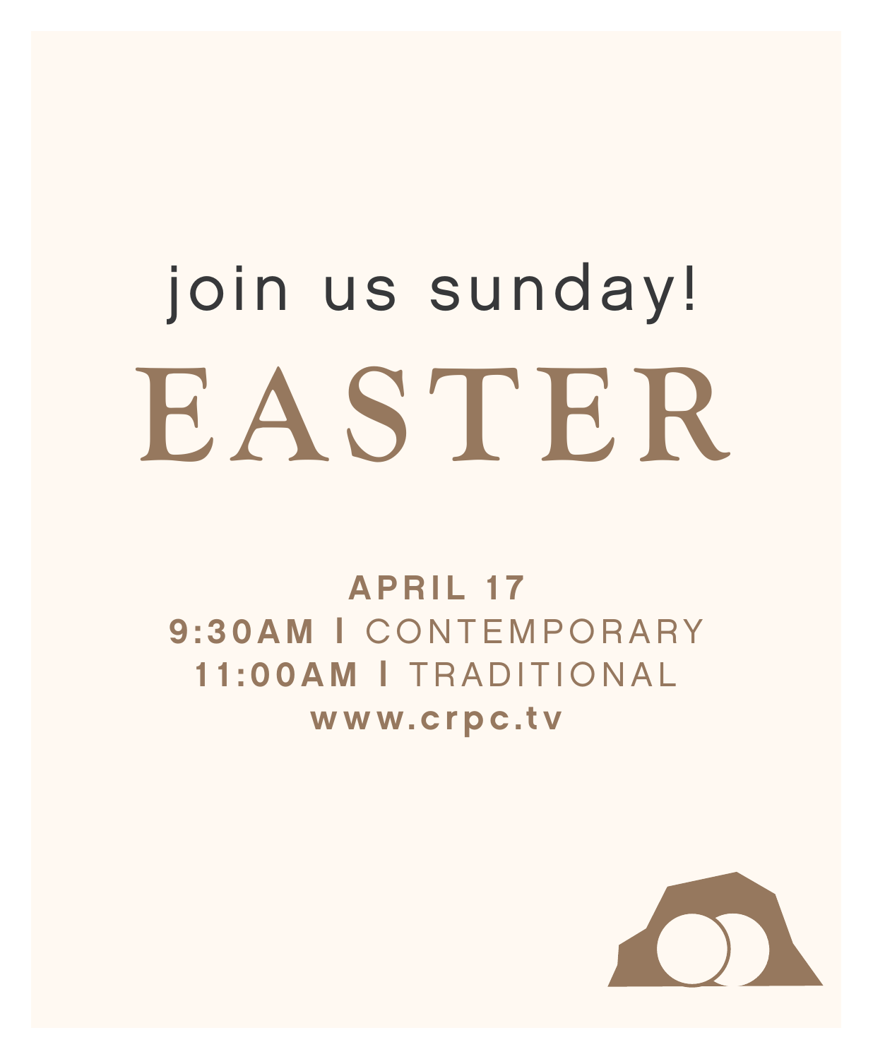join us sunday!

# EASTER

**APRIL 17**

**9:30AM** | CONTEMPORARY

**11:00AM** | TRADITIONAL

**www.crpc.tv**